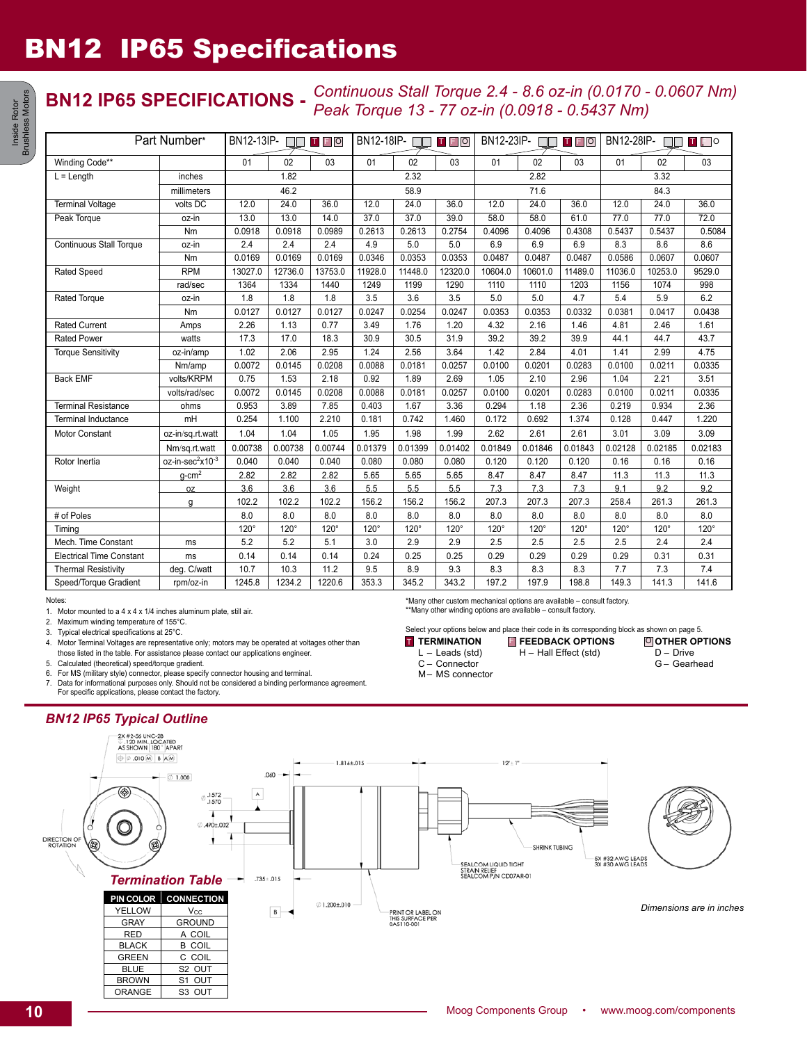# BN12 IP65 Specifications

## BN12 IP65 SPECIFICATIONS - *Continuous Stall Torque 2.4 - 8.6 oz-in (0.0170 - 0.0607 Nm) Peak Torque 13 - 77 oz-in (0.0918 - 0.5437 Nm)*

| Part Number* | | BN12-13IP- □□ T F O | | | BN12-18IP- □□ T F O | | | BN12-23IP- □□ T F O | | | BN12-28IP- □□ T F O | | |
|---|---|---|---|---|---|---|---|---|---|---|---|---|---|
| Winding Code** | | 01 | 02 | 03 | 01 | 02 | 03 | 01 | 02 | 03 | 01 | 02 | 03 |
| L = Length | inches | 1.82 | | | 2.32 | | | 2.82 | | | 3.32 | | |
| | millimeters | 46.2 | | | 58.9 | | | 71.6 | | | 84.3 | | |
| Terminal Voltage | volts DC | 12.0 | 24.0 | 36.0 | 12.0 | 24.0 | 36.0 | 12.0 | 24.0 | 36.0 | 12.0 | 24.0 | 36.0 |
| Peak Torque | oz-in | 13.0 | 13.0 | 14.0 | 37.0 | 37.0 | 39.0 | 58.0 | 58.0 | 61.0 | 77.0 | 77.0 | 72.0 |
| | Nm | 0.0918 | 0.0918 | 0.0989 | 0.2613 | 0.2613 | 0.2754 | 0.4096 | 0.4096 | 0.4308 | 0.5437 | 0.5437 | 0.5084 |
| Continuous Stall Torque | oz-in | 2.4 | 2.4 | 2.4 | 4.9 | 5.0 | 5.0 | 6.9 | 6.9 | 6.9 | 8.3 | 8.6 | 8.6 |
| | Nm | 0.0169 | 0.0169 | 0.0169 | 0.0346 | 0.0353 | 0.0353 | 0.0487 | 0.0487 | 0.0487 | 0.0586 | 0.0607 | 0.0607 |
| Rated Speed | RPM | 13027.0 | 12736.0 | 13753.0 | 11928.0 | 11448.0 | 12320.0 | 10604.0 | 10601.0 | 11489.0 | 11036.0 | 10253.0 | 9529.0 |
| | rad/sec | 1364 | 1334 | 1440 | 1249 | 1199 | 1290 | 1110 | 1110 | 1203 | 1156 | 1074 | 998 |
| Rated Torque | oz-in | 1.8 | 1.8 | 1.8 | 3.5 | 3.6 | 3.5 | 5.0 | 5.0 | 4.7 | 5.4 | 5.9 | 6.2 |
| | Nm | 0.0127 | 0.0127 | 0.0127 | 0.0247 | 0.0254 | 0.0247 | 0.0353 | 0.0353 | 0.0332 | 0.0381 | 0.0417 | 0.0438 |
| Rated Current | Amps | 2.26 | 1.13 | 0.77 | 3.49 | 1.76 | 1.20 | 4.32 | 2.16 | 1.46 | 4.81 | 2.46 | 1.61 |
| Rated Power | watts | 17.3 | 17.0 | 18.3 | 30.9 | 30.5 | 31.9 | 39.2 | 39.2 | 39.9 | 44.1 | 44.7 | 43.7 |
| Torque Sensitivity | oz-in/amp | 1.02 | 2.06 | 2.95 | 1.24 | 2.56 | 3.64 | 1.42 | 2.84 | 4.01 | 1.41 | 2.99 | 4.75 |
| | Nm/amp | 0.0072 | 0.0145 | 0.0208 | 0.0088 | 0.0181 | 0.0257 | 0.0100 | 0.0201 | 0.0283 | 0.0100 | 0.0211 | 0.0335 |
| Back EMF | volts/KRPM | 0.75 | 1.53 | 2.18 | 0.92 | 1.89 | 2.69 | 1.05 | 2.10 | 2.96 | 1.04 | 2.21 | 3.51 |
| | volts/rad/sec | 0.0072 | 0.0145 | 0.0208 | 0.0088 | 0.0181 | 0.0257 | 0.0100 | 0.0201 | 0.0283 | 0.0100 | 0.0211 | 0.0335 |
| Terminal Resistance | ohms | 0.953 | 3.89 | 7.85 | 0.403 | 1.67 | 3.36 | 0.294 | 1.18 | 2.36 | 0.219 | 0.934 | 2.36 |
| Terminal Inductance | mH | 0.254 | 1.100 | 2.210 | 0.181 | 0.742 | 1.460 | 0.172 | 0.692 | 1.374 | 0.128 | 0.447 | 1.220 |
| Motor Constant | oz-in/sq.rt.watt | 1.04 | 1.04 | 1.05 | 1.95 | 1.98 | 1.99 | 2.62 | 2.61 | 2.61 | 3.01 | 3.09 | 3.09 |
| | Nm/sq.rt.watt | 0.00738 | 0.00738 | 0.00744 | 0.01379 | 0.01399 | 0.01402 | 0.01849 | 0.01846 | 0.01843 | 0.02128 | 0.02185 | 0.02183 |
| Rotor Inertia | oz-in-sec$^2$x10$^{-3}$ | 0.040 | 0.040 | 0.040 | 0.080 | 0.080 | 0.080 | 0.120 | 0.120 | 0.120 | 0.16 | 0.16 | 0.16 |
| | g-cm$^2$ | 2.82 | 2.82 | 2.82 | 5.65 | 5.65 | 5.65 | 8.47 | 8.47 | 8.47 | 11.3 | 11.3 | 11.3 |
| Weight | oz | 3.6 | 3.6 | 3.6 | 5.5 | 5.5 | 5.5 | 7.3 | 7.3 | 7.3 | 9.1 | 9.2 | 9.2 |
| | g | 102.2 | 102.2 | 102.2 | 156.2 | 156.2 | 156.2 | 207.3 | 207.3 | 207.3 | 258.4 | 261.3 | 261.3 |
| # of Poles | | 8.0 | 8.0 | 8.0 | 8.0 | 8.0 | 8.0 | 8.0 | 8.0 | 8.0 | 8.0 | 8.0 | 8.0 |
| Timing | | 120° | 120° | 120° | 120° | 120° | 120° | 120° | 120° | 120° | 120° | 120° | 120° |
| Mech. Time Constant | ms | 5.2 | 5.2 | 5.1 | 3.0 | 2.9 | 2.9 | 2.5 | 2.5 | 2.5 | 2.5 | 2.4 | 2.4 |
| Electrical Time Constant | ms | 0.14 | 0.14 | 0.14 | 0.24 | 0.25 | 0.25 | 0.29 | 0.29 | 0.29 | 0.29 | 0.31 | 0.31 |
| Thermal Resistivity | deg. C/watt | 10.7 | 10.3 | 11.2 | 9.5 | 8.9 | 9.3 | 8.3 | 8.3 | 8.3 | 7.7 | 7.3 | 7.4 |
| Speed/Torque Gradient | rpm/oz-in | 1245.8 | 1234.2 | 1220.6 | 353.3 | 345.2 | 343.2 | 197.2 | 197.9 | 198.8 | 149.3 | 141.3 | 141.6 |

Notes:

1. Motor mounted to a 4 x 4 x 1/4 inches aluminum plate, still air.
2. Maximum winding temperature of 155°C.
3. Typical electrical specifications at 25°C.
4. Motor Terminal Voltages are representative only; motors may be operated at voltages other than those listed in the table. For assistance please contact our applications engineer.
5. Calculated (theoretical) speed/torque gradient.
6. For MS (military style) connector, please specify connector housing and terminal.
7. Data for informational purposes only. Should not be considered a binding performance agreement. For specific applications, please contact the factory.

*Many other custom mechanical options are available – consult factory.
**Many other winding options are available – consult factory.

Select your options below and place their code in its corresponding block as shown on page 5.

**T TERMINATION**
L – Leads (std)
C – Connector
M – MS connector

**F FEEDBACK OPTIONS**
H – Hall Effect (std)

**O OTHER OPTIONS**
D – Drive
G – Gearhead

## *BN12 IP65 Typical Outline*

2X #2-56 UNC-2B .120 MIN. LOCATED AS SHOWN 180° APART
⌀ .010 Ⓜ B AⓂ
⌀ 1.000
.060
1.816±.015
12" ± 1"
⌀ .1572 / .1570
A
⌀ .490±.002
DIRECTION OF ROTATION
SHRINK TUBING
SEALCOM LIQUID TIGHT STRAIN RELIEF SEALCOM P/N CD07AR-01
5X #32 AWG LEADS 3X #30 AWG LEADS
.735±.015
⌀ 1.200±.010
B
PRINT OR LABEL ON THIS SURFACE PER 0AS110-001

*Dimensions are in inches*

### *Termination Table*

| PIN COLOR | CONNECTION |
|---|---|
| YELLOW | Vcc |
| GRAY | GROUND |
| RED | A COIL |
| BLACK | B COIL |
| GREEN | C COIL |
| BLUE | S2 OUT |
| BROWN | S1 OUT |
| ORANGE | S3 OUT |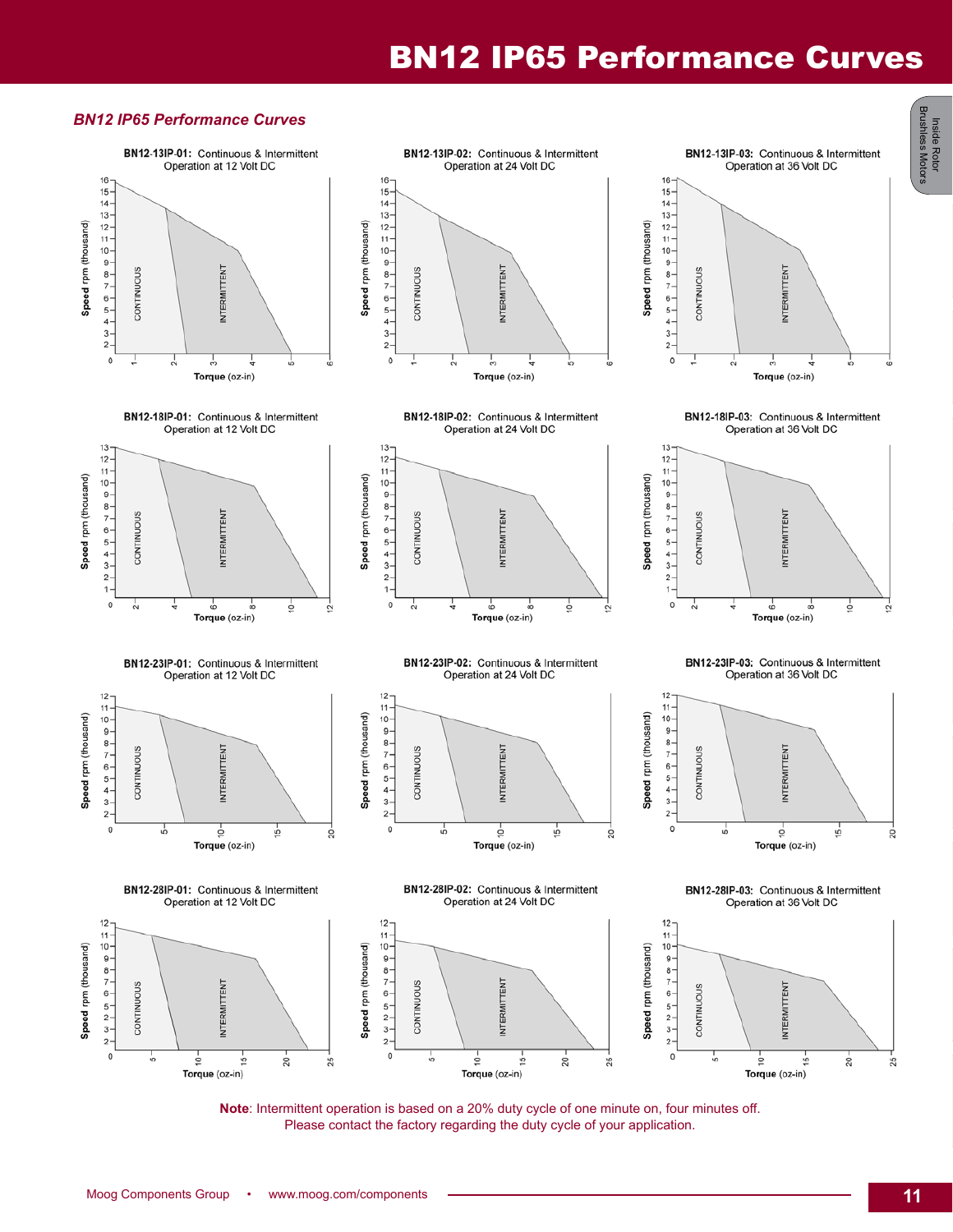# BN12 IP65 Performance Curves

*BN12 IP65 Performance Curves*

**BN12-13IP-01:** Continuous & Intermittent Operation at 12 Volt DC

Speed rpm (thousand)
Torque (oz-in)
CONTINUOUS
INTERMITTENT

**BN12-13IP-02:** Continuous & Intermittent Operation at 24 Volt DC

Speed rpm (thousand)
Torque (oz-in)
CONTINUOUS
INTERMITTENT

**BN12-13IP-03:** Continuous & Intermittent Operation at 36 Volt DC

Speed rpm (thousand)
Torque (oz-in)
CONTINUOUS
INTERMITTENT

**BN12-18IP-01:** Continuous & Intermittent Operation at 12 Volt DC

Speed rpm (thousand)
Torque (oz-in)
CONTINUOUS
INTERMITTENT

**BN12-18IP-02:** Continuous & Intermittent Operation at 24 Volt DC

Speed rpm (thousand)
Torque (oz-in)
CONTINUOUS
INTERMITTENT

**BN12-18IP-03:** Continuous & Intermittent Operation at 36 Volt DC

Speed rpm (thousand)
Torque (oz-in)
CONTINUOUS
INTERMITTENT

**BN12-23IP-01:** Continuous & Intermittent Operation at 12 Volt DC

Speed rpm (thousand)
Torque (oz-in)
CONTINUOUS
INTERMITTENT

**BN12-23IP-02:** Continuous & Intermittent Operation at 24 Volt DC

Speed rpm (thousand)
Torque (oz-in)
CONTINUOUS
INTERMITTENT

**BN12-23IP-03:** Continuous & Intermittent Operation at 36 Volt DC

Speed rpm (thousand)
Torque (oz-in)
CONTINUOUS
INTERMITTENT

**BN12-28IP-01:** Continuous & Intermittent Operation at 12 Volt DC

Speed rpm (thousand)
Torque (oz-in)
CONTINUOUS
INTERMITTENT

**BN12-28IP-02:** Continuous & Intermittent Operation at 24 Volt DC

Speed rpm (thousand)
Torque (oz-in)
CONTINUOUS
INTERMITTENT

**BN12-28IP-03:** Continuous & Intermittent Operation at 36 Volt DC

Speed rpm (thousand)
Torque (oz-in)
CONTINUOUS
INTERMITTENT

**Note**: Intermittent operation is based on a 20% duty cycle of one minute on, four minutes off. Please contact the factory regarding the duty cycle of your application.